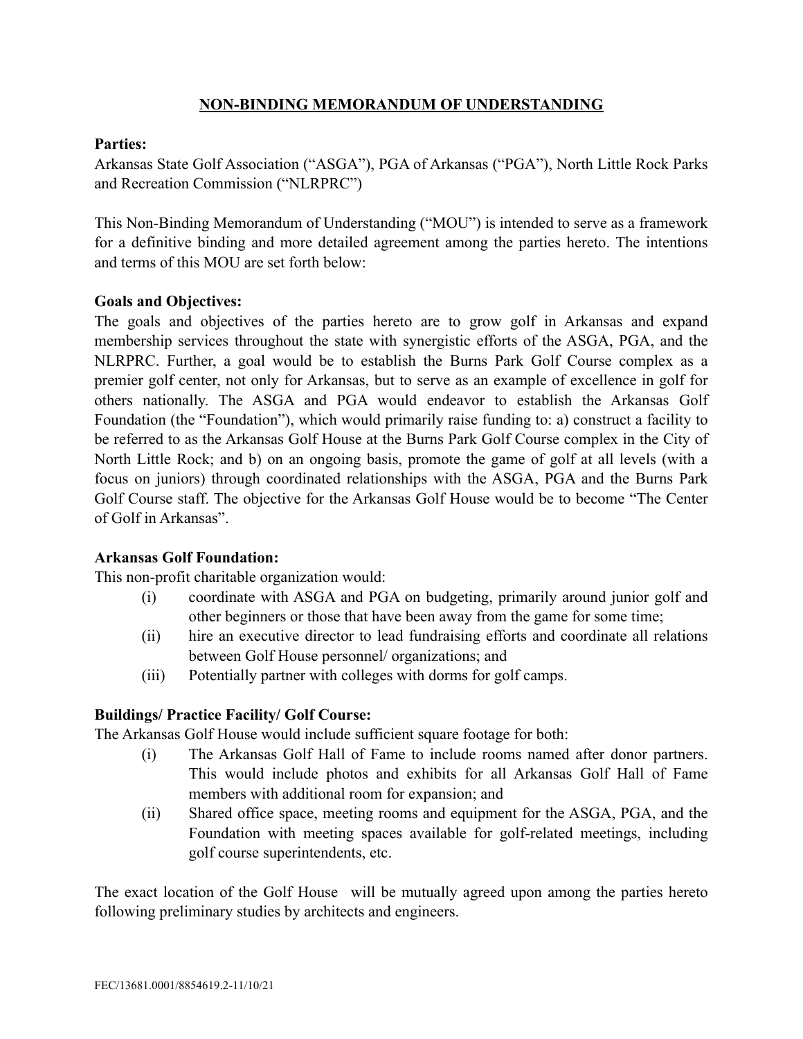# NON-BINDING MEMORANDUM OF UNDERSTANDING

**Parties:**

Arkansas State Golf Association ("ASGA"), PGA of Arkansas ("PGA"), North Little Rock Parks and Recreation Commission ("NLRPRC")

This Non-Binding Memorandum of Understanding ("MOU") is intended to serve as a framework for a definitive binding and more detailed agreement among the parties hereto. The intentions and terms of this MOU are set forth below:

**Goals and Objectives:**

The goals and objectives of the parties hereto are to grow golf in Arkansas and expand membership services throughout the state with synergistic efforts of the ASGA, PGA, and the NLRPRC. Further, a goal would be to establish the Burns Park Golf Course complex as a premier golf center, not only for Arkansas, but to serve as an example of excellence in golf for others nationally. The ASGA and PGA would endeavor to establish the Arkansas Golf Foundation (the "Foundation"), which would primarily raise funding to: a) construct a facility to be referred to as the Arkansas Golf House at the Burns Park Golf Course complex in the City of North Little Rock; and b) on an ongoing basis, promote the game of golf at all levels (with a focus on juniors) through coordinated relationships with the ASGA, PGA and the Burns Park Golf Course staff. The objective for the Arkansas Golf House would be to become "The Center of Golf in Arkansas".

**Arkansas Golf Foundation:**

This non-profit charitable organization would:

(i) coordinate with ASGA and PGA on budgeting, primarily around junior golf and other beginners or those that have been away from the game for some time;

(ii) hire an executive director to lead fundraising efforts and coordinate all relations between Golf House personnel/ organizations; and

(iii) Potentially partner with colleges with dorms for golf camps.

**Buildings/ Practice Facility/ Golf Course:**

The Arkansas Golf House would include sufficient square footage for both:

(i) The Arkansas Golf Hall of Fame to include rooms named after donor partners. This would include photos and exhibits for all Arkansas Golf Hall of Fame members with additional room for expansion; and

(ii) Shared office space, meeting rooms and equipment for the ASGA, PGA, and the Foundation with meeting spaces available for golf-related meetings, including golf course superintendents, etc.

The exact location of the Golf House will be mutually agreed upon among the parties hereto following preliminary studies by architects and engineers.

FEC/13681.0001/8854619.2-11/10/21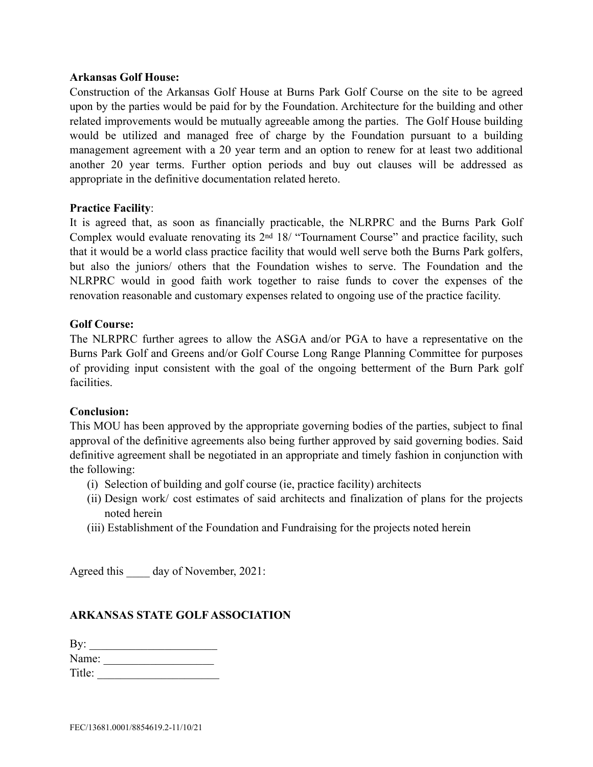**Arkansas Golf House:**

Construction of the Arkansas Golf House at Burns Park Golf Course on the site to be agreed upon by the parties would be paid for by the Foundation. Architecture for the building and other related improvements would be mutually agreeable among the parties. The Golf House building would be utilized and managed free of charge by the Foundation pursuant to a building management agreement with a 20 year term and an option to renew for at least two additional another 20 year terms. Further option periods and buy out clauses will be addressed as appropriate in the definitive documentation related hereto.

**Practice Facility**:

It is agreed that, as soon as financially practicable, the NLRPRC and the Burns Park Golf Complex would evaluate renovating its 2nd 18/ "Tournament Course" and practice facility, such that it would be a world class practice facility that would well serve both the Burns Park golfers, but also the juniors/ others that the Foundation wishes to serve. The Foundation and the NLRPRC would in good faith work together to raise funds to cover the expenses of the renovation reasonable and customary expenses related to ongoing use of the practice facility.

**Golf Course:**

The NLRPRC further agrees to allow the ASGA and/or PGA to have a representative on the Burns Park Golf and Greens and/or Golf Course Long Range Planning Committee for purposes of providing input consistent with the goal of the ongoing betterment of the Burn Park golf facilities.

**Conclusion:**

This MOU has been approved by the appropriate governing bodies of the parties, subject to final approval of the definitive agreements also being further approved by said governing bodies. Said definitive agreement shall be negotiated in an appropriate and timely fashion in conjunction with the following:

(i) Selection of building and golf course (ie, practice facility) architects
(ii) Design work/ cost estimates of said architects and finalization of plans for the projects noted herein
(iii) Establishment of the Foundation and Fundraising for the projects noted herein

Agreed this ____ day of November, 2021:

**ARKANSAS STATE GOLF ASSOCIATION**

By: ______________________
Name: ___________________
Title: _____________________

FEC/13681.0001/8854619.2-11/10/21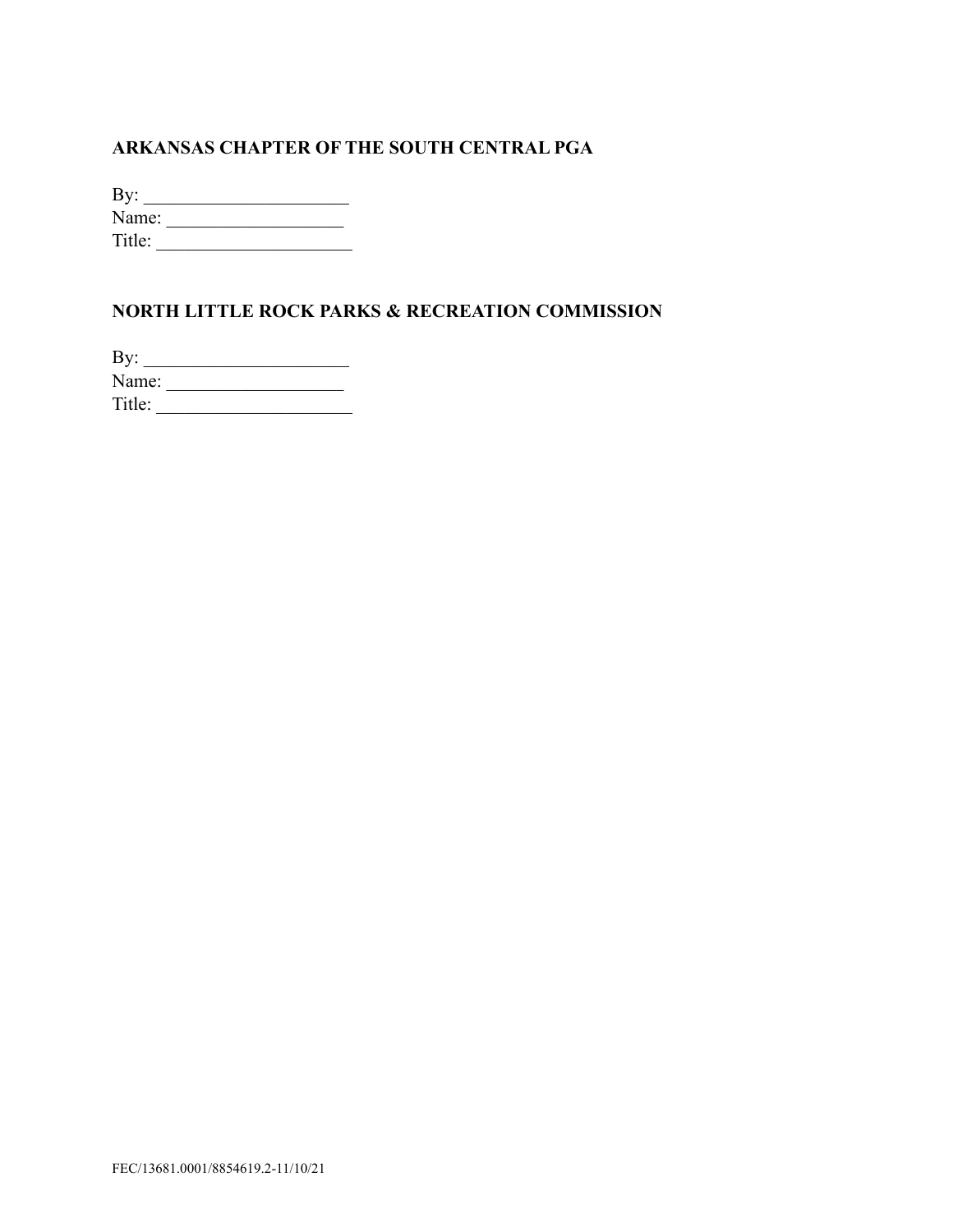**ARKANSAS CHAPTER OF THE SOUTH CENTRAL PGA**

By: ______________________
Name: ___________________
Title: _____________________

**NORTH LITTLE ROCK PARKS & RECREATION COMMISSION**

By: ______________________
Name: ___________________
Title: _____________________

FEC/13681.0001/8854619.2-11/10/21